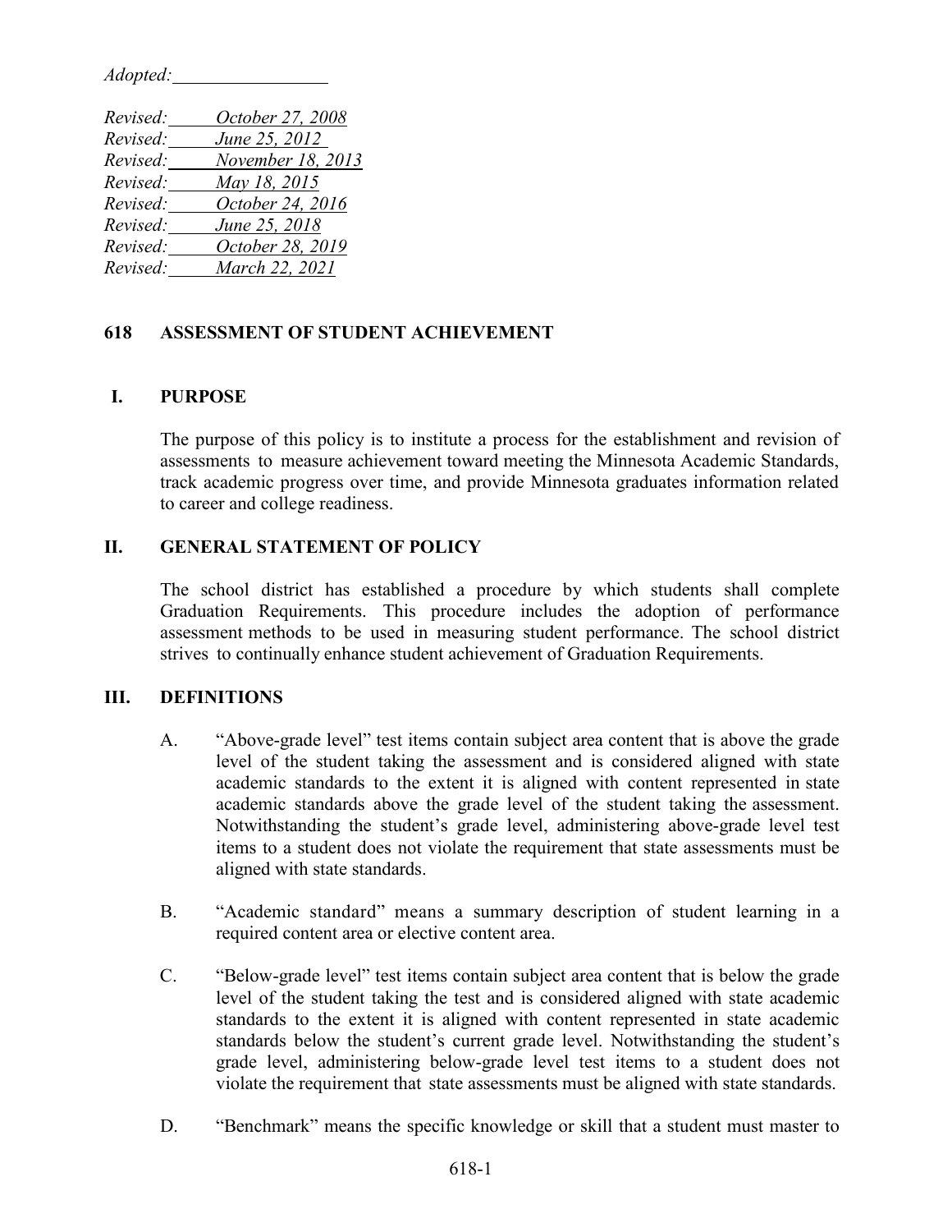*Adopted:*

*Revised: October 27, 2008*
*Revised: June 25, 2012*
*Revised: November 18, 2013*
*Revised: May 18, 2015*
*Revised: October 24, 2016*
*Revised: June 25, 2018*
*Revised: October 28, 2019*
*Revised: March 22, 2021*

# 618 ASSESSMENT OF STUDENT ACHIEVEMENT

## I. PURPOSE

The purpose of this policy is to institute a process for the establishment and revision of assessments to measure achievement toward meeting the Minnesota Academic Standards, track academic progress over time, and provide Minnesota graduates information related to career and college readiness.

## II. GENERAL STATEMENT OF POLICY

The school district has established a procedure by which students shall complete Graduation Requirements. This procedure includes the adoption of performance assessment methods to be used in measuring student performance. The school district strives to continually enhance student achievement of Graduation Requirements.

## III. DEFINITIONS

A. "Above-grade level" test items contain subject area content that is above the grade level of the student taking the assessment and is considered aligned with state academic standards to the extent it is aligned with content represented in state academic standards above the grade level of the student taking the assessment. Notwithstanding the student's grade level, administering above-grade level test items to a student does not violate the requirement that state assessments must be aligned with state standards.

B. "Academic standard" means a summary description of student learning in a required content area or elective content area.

C. "Below-grade level" test items contain subject area content that is below the grade level of the student taking the test and is considered aligned with state academic standards to the extent it is aligned with content represented in state academic standards below the student's current grade level. Notwithstanding the student's grade level, administering below-grade level test items to a student does not violate the requirement that state assessments must be aligned with state standards.

D. "Benchmark" means the specific knowledge or skill that a student must master to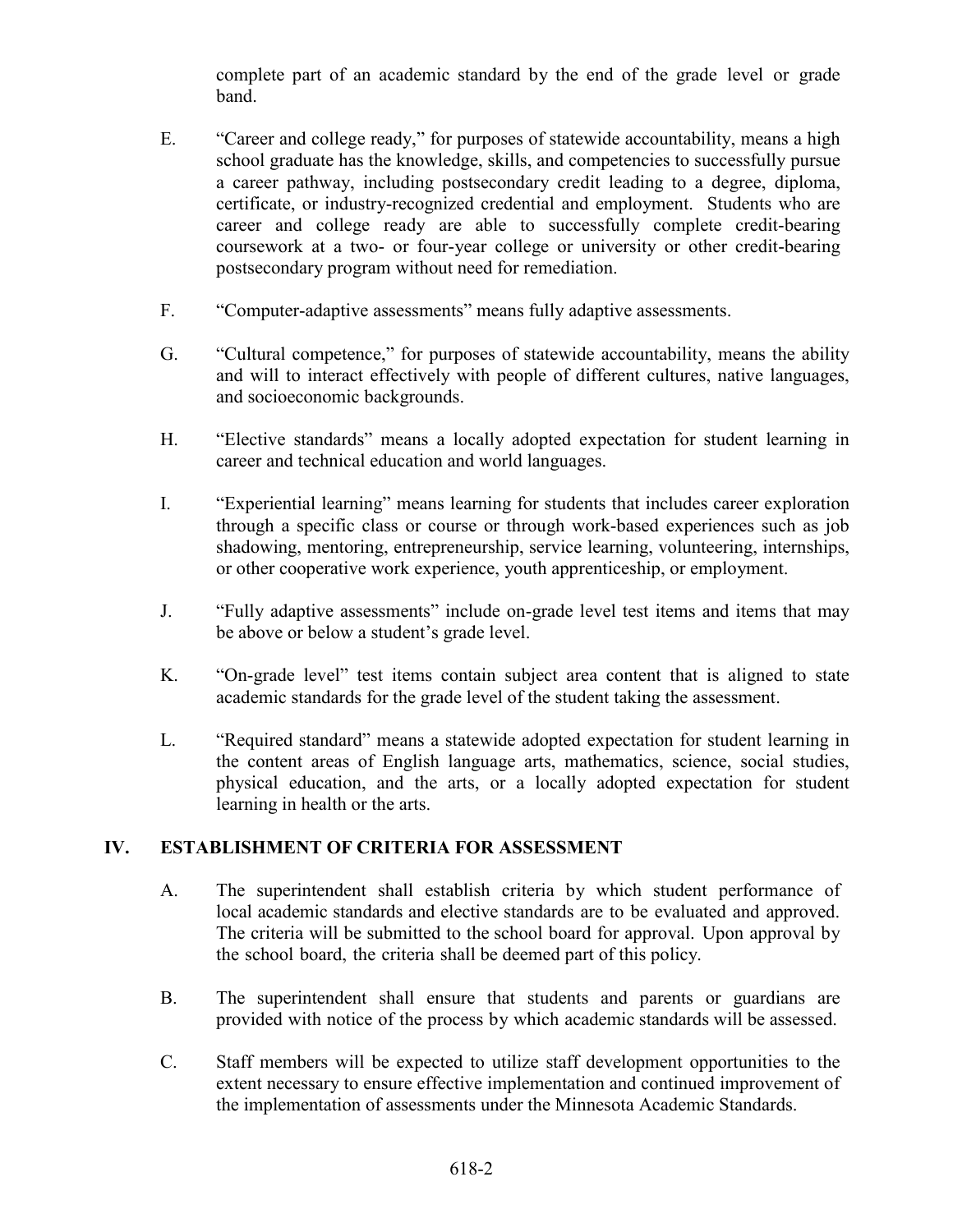complete part of an academic standard by the end of the grade level or grade band.

E. "Career and college ready," for purposes of statewide accountability, means a high school graduate has the knowledge, skills, and competencies to successfully pursue a career pathway, including postsecondary credit leading to a degree, diploma, certificate, or industry-recognized credential and employment. Students who are career and college ready are able to successfully complete credit-bearing coursework at a two- or four-year college or university or other credit-bearing postsecondary program without need for remediation.

F. "Computer-adaptive assessments" means fully adaptive assessments.

G. "Cultural competence," for purposes of statewide accountability, means the ability and will to interact effectively with people of different cultures, native languages, and socioeconomic backgrounds.

H. "Elective standards" means a locally adopted expectation for student learning in career and technical education and world languages.

I. "Experiential learning" means learning for students that includes career exploration through a specific class or course or through work-based experiences such as job shadowing, mentoring, entrepreneurship, service learning, volunteering, internships, or other cooperative work experience, youth apprenticeship, or employment.

J. "Fully adaptive assessments" include on-grade level test items and items that may be above or below a student's grade level.

K. "On-grade level" test items contain subject area content that is aligned to state academic standards for the grade level of the student taking the assessment.

L. "Required standard" means a statewide adopted expectation for student learning in the content areas of English language arts, mathematics, science, social studies, physical education, and the arts, or a locally adopted expectation for student learning in health or the arts.

## IV. ESTABLISHMENT OF CRITERIA FOR ASSESSMENT

A. The superintendent shall establish criteria by which student performance of local academic standards and elective standards are to be evaluated and approved. The criteria will be submitted to the school board for approval. Upon approval by the school board, the criteria shall be deemed part of this policy.

B. The superintendent shall ensure that students and parents or guardians are provided with notice of the process by which academic standards will be assessed.

C. Staff members will be expected to utilize staff development opportunities to the extent necessary to ensure effective implementation and continued improvement of the implementation of assessments under the Minnesota Academic Standards.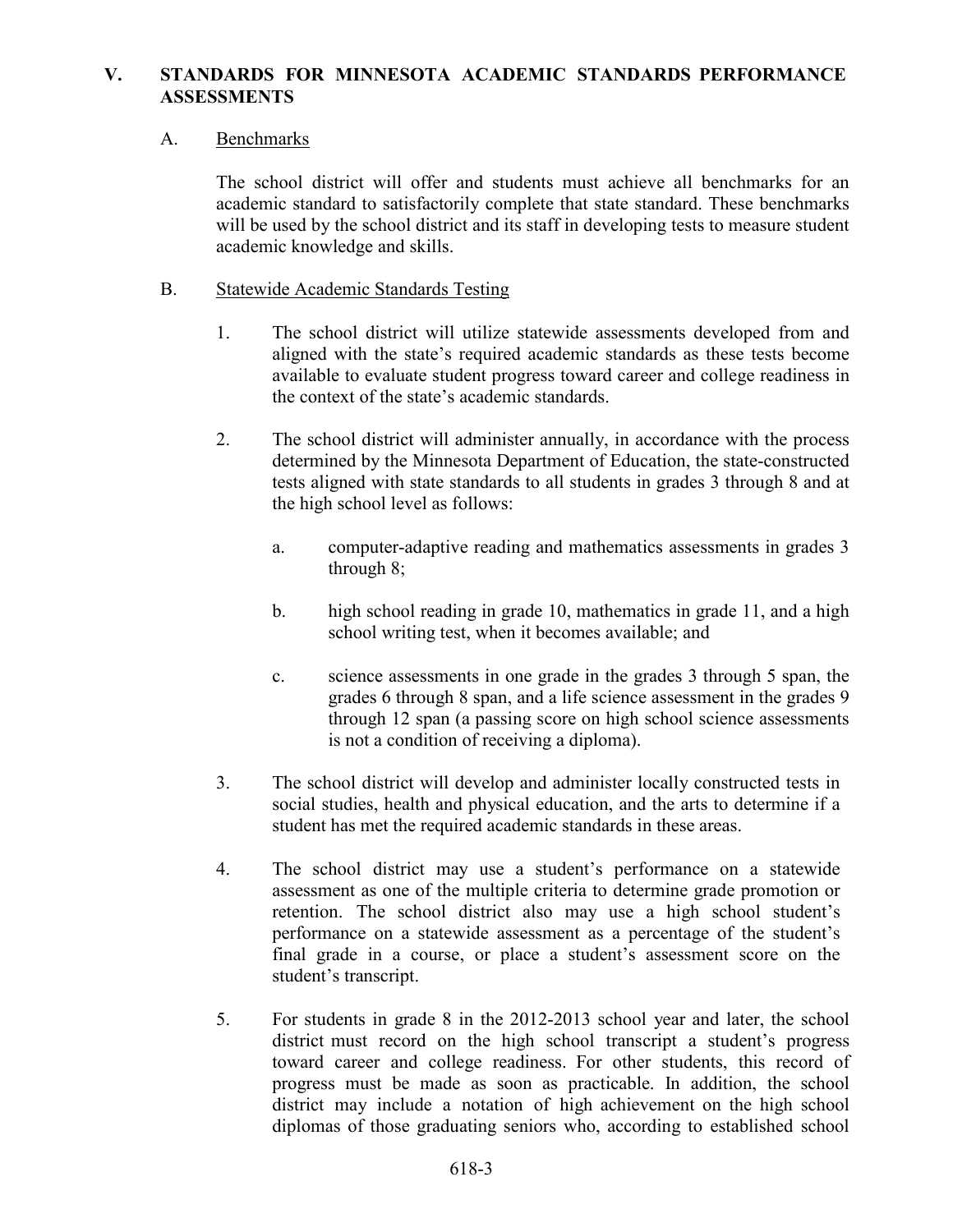## V. STANDARDS FOR MINNESOTA ACADEMIC STANDARDS PERFORMANCE ASSESSMENTS

### A. Benchmarks

The school district will offer and students must achieve all benchmarks for an academic standard to satisfactorily complete that state standard. These benchmarks will be used by the school district and its staff in developing tests to measure student academic knowledge and skills.

### B. Statewide Academic Standards Testing

1. The school district will utilize statewide assessments developed from and aligned with the state's required academic standards as these tests become available to evaluate student progress toward career and college readiness in the context of the state's academic standards.

2. The school district will administer annually, in accordance with the process determined by the Minnesota Department of Education, the state-constructed tests aligned with state standards to all students in grades 3 through 8 and at the high school level as follows:

   a. computer-adaptive reading and mathematics assessments in grades 3 through 8;

   b. high school reading in grade 10, mathematics in grade 11, and a high school writing test, when it becomes available; and

   c. science assessments in one grade in the grades 3 through 5 span, the grades 6 through 8 span, and a life science assessment in the grades 9 through 12 span (a passing score on high school science assessments is not a condition of receiving a diploma).

3. The school district will develop and administer locally constructed tests in social studies, health and physical education, and the arts to determine if a student has met the required academic standards in these areas.

4. The school district may use a student's performance on a statewide assessment as one of the multiple criteria to determine grade promotion or retention. The school district also may use a high school student's performance on a statewide assessment as a percentage of the student's final grade in a course, or place a student's assessment score on the student's transcript.

5. For students in grade 8 in the 2012-2013 school year and later, the school district must record on the high school transcript a student's progress toward career and college readiness. For other students, this record of progress must be made as soon as practicable. In addition, the school district may include a notation of high achievement on the high school diplomas of those graduating seniors who, according to established school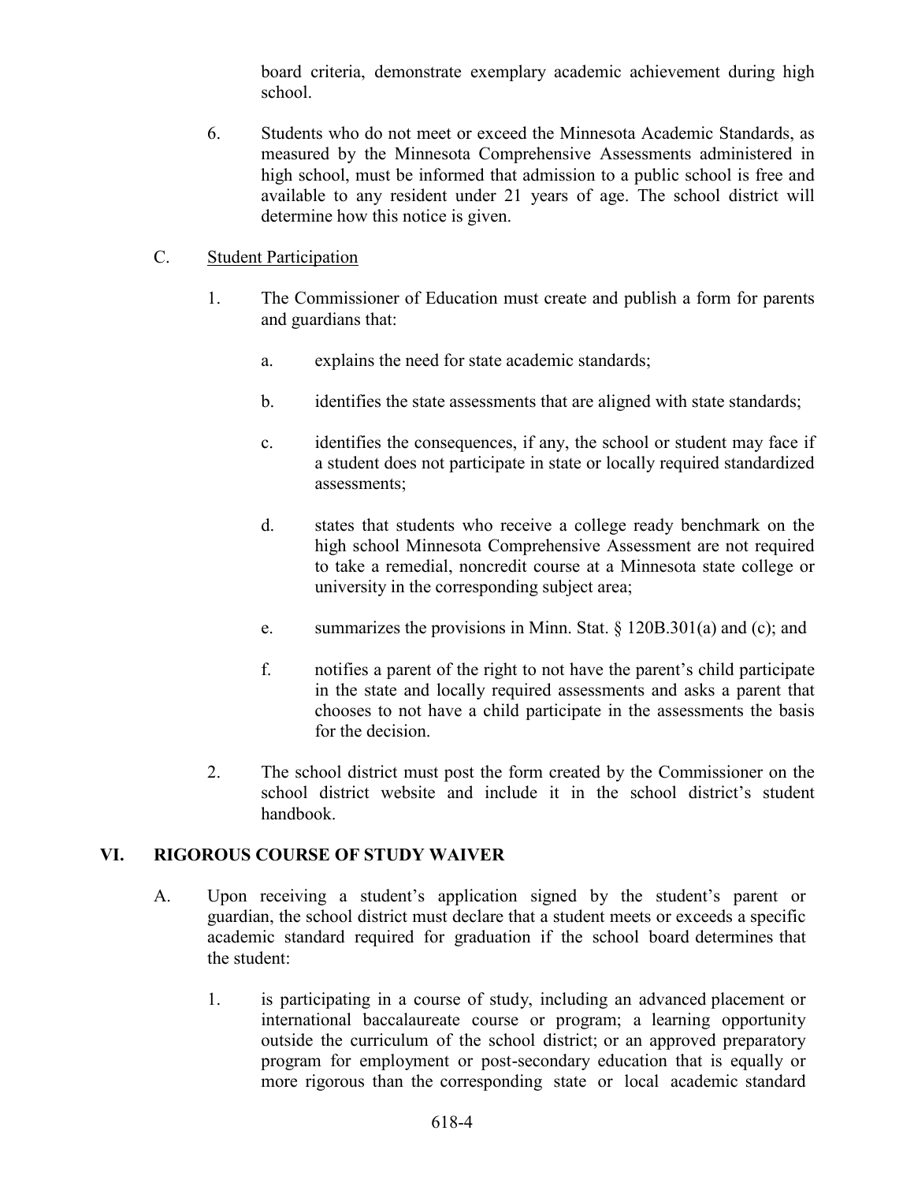board criteria, demonstrate exemplary academic achievement during high school.

6. Students who do not meet or exceed the Minnesota Academic Standards, as measured by the Minnesota Comprehensive Assessments administered in high school, must be informed that admission to a public school is free and available to any resident under 21 years of age. The school district will determine how this notice is given.

C. Student Participation

1. The Commissioner of Education must create and publish a form for parents and guardians that:

   a. explains the need for state academic standards;

   b. identifies the state assessments that are aligned with state standards;

   c. identifies the consequences, if any, the school or student may face if a student does not participate in state or locally required standardized assessments;

   d. states that students who receive a college ready benchmark on the high school Minnesota Comprehensive Assessment are not required to take a remedial, noncredit course at a Minnesota state college or university in the corresponding subject area;

   e. summarizes the provisions in Minn. Stat. § 120B.301(a) and (c); and

   f. notifies a parent of the right to not have the parent's child participate in the state and locally required assessments and asks a parent that chooses to not have a child participate in the assessments the basis for the decision.

2. The school district must post the form created by the Commissioner on the school district website and include it in the school district's student handbook.

## VI. RIGOROUS COURSE OF STUDY WAIVER

A. Upon receiving a student's application signed by the student's parent or guardian, the school district must declare that a student meets or exceeds a specific academic standard required for graduation if the school board determines that the student:

1. is participating in a course of study, including an advanced placement or international baccalaureate course or program; a learning opportunity outside the curriculum of the school district; or an approved preparatory program for employment or post-secondary education that is equally or more rigorous than the corresponding state or local academic standard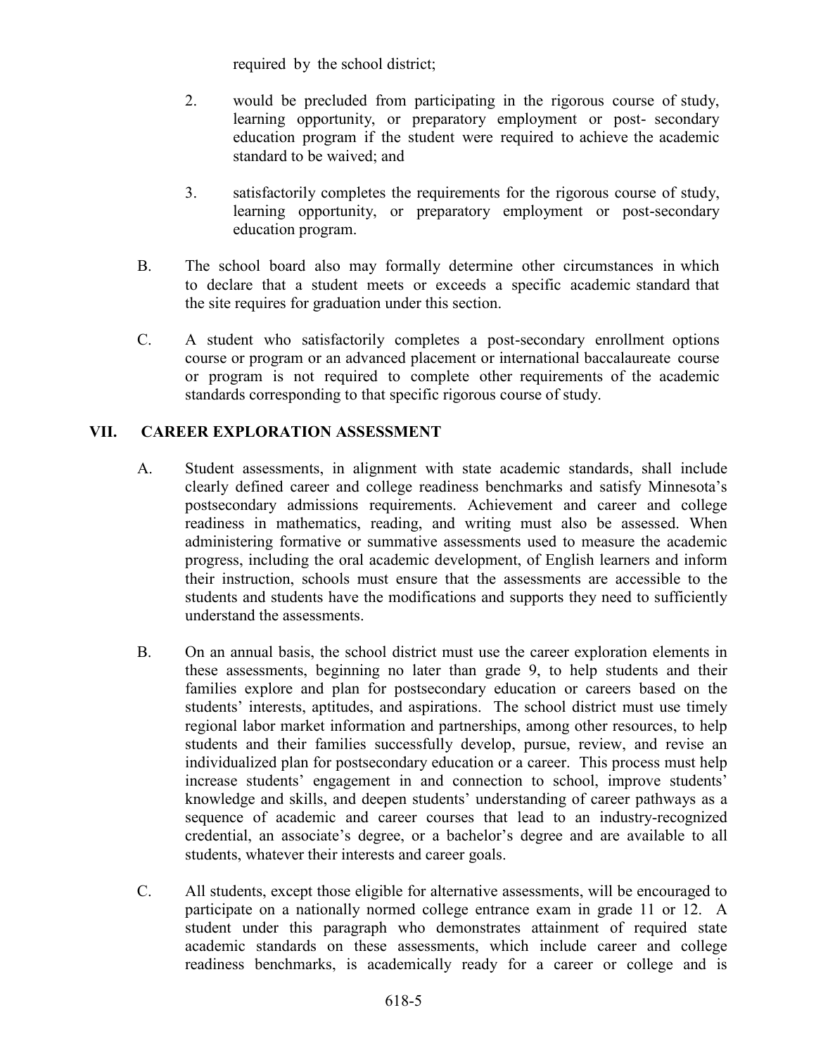required by the school district;

2. would be precluded from participating in the rigorous course of study, learning opportunity, or preparatory employment or post- secondary education program if the student were required to achieve the academic standard to be waived; and

3. satisfactorily completes the requirements for the rigorous course of study, learning opportunity, or preparatory employment or post-secondary education program.

B. The school board also may formally determine other circumstances in which to declare that a student meets or exceeds a specific academic standard that the site requires for graduation under this section.

C. A student who satisfactorily completes a post-secondary enrollment options course or program or an advanced placement or international baccalaureate course or program is not required to complete other requirements of the academic standards corresponding to that specific rigorous course of study.

## VII. CAREER EXPLORATION ASSESSMENT

A. Student assessments, in alignment with state academic standards, shall include clearly defined career and college readiness benchmarks and satisfy Minnesota's postsecondary admissions requirements. Achievement and career and college readiness in mathematics, reading, and writing must also be assessed. When administering formative or summative assessments used to measure the academic progress, including the oral academic development, of English learners and inform their instruction, schools must ensure that the assessments are accessible to the students and students have the modifications and supports they need to sufficiently understand the assessments.

B. On an annual basis, the school district must use the career exploration elements in these assessments, beginning no later than grade 9, to help students and their families explore and plan for postsecondary education or careers based on the students' interests, aptitudes, and aspirations. The school district must use timely regional labor market information and partnerships, among other resources, to help students and their families successfully develop, pursue, review, and revise an individualized plan for postsecondary education or a career. This process must help increase students' engagement in and connection to school, improve students' knowledge and skills, and deepen students' understanding of career pathways as a sequence of academic and career courses that lead to an industry-recognized credential, an associate's degree, or a bachelor's degree and are available to all students, whatever their interests and career goals.

C. All students, except those eligible for alternative assessments, will be encouraged to participate on a nationally normed college entrance exam in grade 11 or 12. A student under this paragraph who demonstrates attainment of required state academic standards on these assessments, which include career and college readiness benchmarks, is academically ready for a career or college and is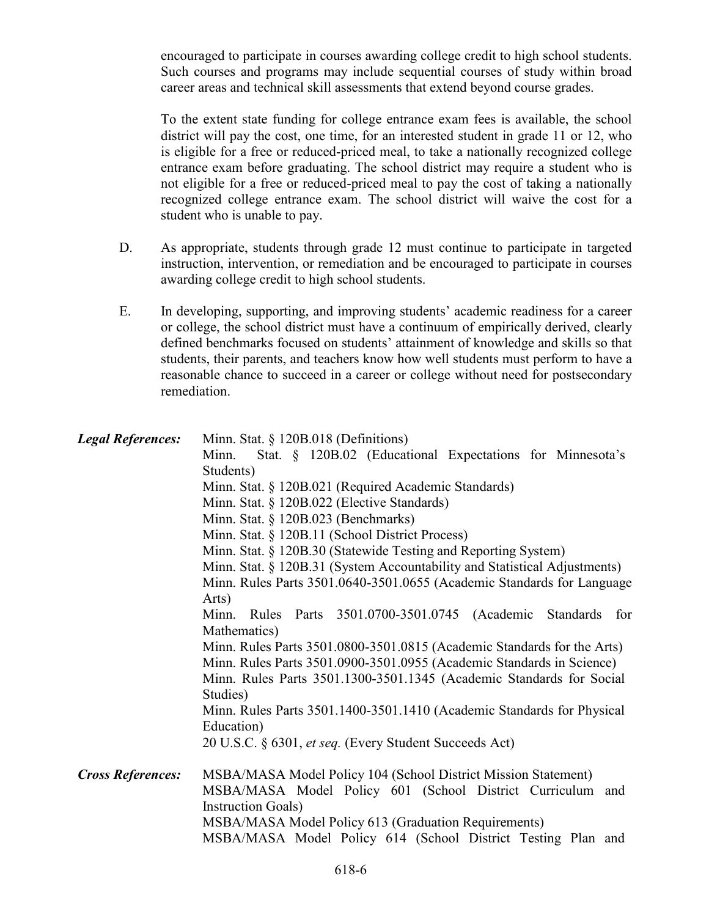encouraged to participate in courses awarding college credit to high school students. Such courses and programs may include sequential courses of study within broad career areas and technical skill assessments that extend beyond course grades.

To the extent state funding for college entrance exam fees is available, the school district will pay the cost, one time, for an interested student in grade 11 or 12, who is eligible for a free or reduced-priced meal, to take a nationally recognized college entrance exam before graduating. The school district may require a student who is not eligible for a free or reduced-priced meal to pay the cost of taking a nationally recognized college entrance exam. The school district will waive the cost for a student who is unable to pay.

D. As appropriate, students through grade 12 must continue to participate in targeted instruction, intervention, or remediation and be encouraged to participate in courses awarding college credit to high school students.

E. In developing, supporting, and improving students' academic readiness for a career or college, the school district must have a continuum of empirically derived, clearly defined benchmarks focused on students' attainment of knowledge and skills so that students, their parents, and teachers know how well students must perform to have a reasonable chance to succeed in a career or college without need for postsecondary remediation.

***Legal References:***

Minn. Stat. § 120B.018 (Definitions)
Minn. Stat. § 120B.02 (Educational Expectations for Minnesota's Students)
Minn. Stat. § 120B.021 (Required Academic Standards)
Minn. Stat. § 120B.022 (Elective Standards)
Minn. Stat. § 120B.023 (Benchmarks)
Minn. Stat. § 120B.11 (School District Process)
Minn. Stat. § 120B.30 (Statewide Testing and Reporting System)
Minn. Stat. § 120B.31 (System Accountability and Statistical Adjustments)
Minn. Rules Parts 3501.0640-3501.0655 (Academic Standards for Language Arts)
Minn. Rules Parts 3501.0700-3501.0745 (Academic Standards for Mathematics)
Minn. Rules Parts 3501.0800-3501.0815 (Academic Standards for the Arts)
Minn. Rules Parts 3501.0900-3501.0955 (Academic Standards in Science)
Minn. Rules Parts 3501.1300-3501.1345 (Academic Standards for Social Studies)
Minn. Rules Parts 3501.1400-3501.1410 (Academic Standards for Physical Education)
20 U.S.C. § 6301, *et seq.* (Every Student Succeeds Act)

***Cross References:***

MSBA/MASA Model Policy 104 (School District Mission Statement)
MSBA/MASA Model Policy 601 (School District Curriculum and Instruction Goals)
MSBA/MASA Model Policy 613 (Graduation Requirements)
MSBA/MASA Model Policy 614 (School District Testing Plan and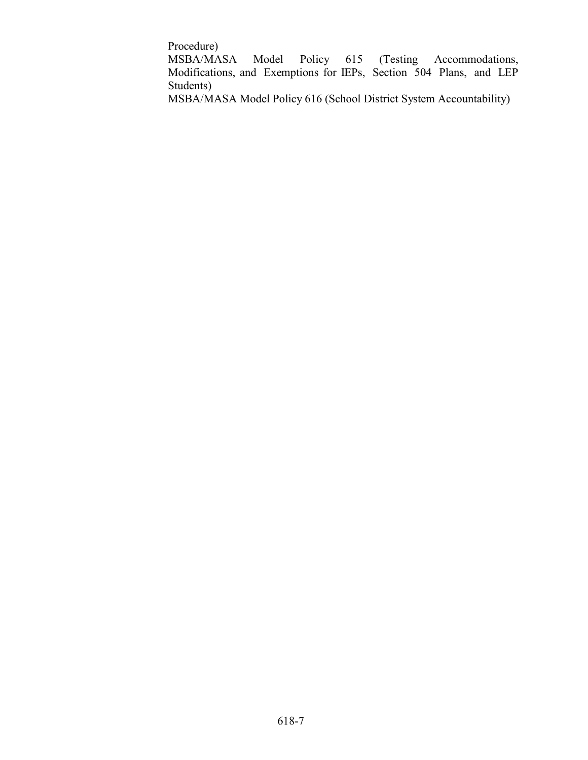Procedure)
MSBA/MASA Model Policy 615 (Testing Accommodations, Modifications, and Exemptions for IEPs, Section 504 Plans, and LEP Students)
MSBA/MASA Model Policy 616 (School District System Accountability)